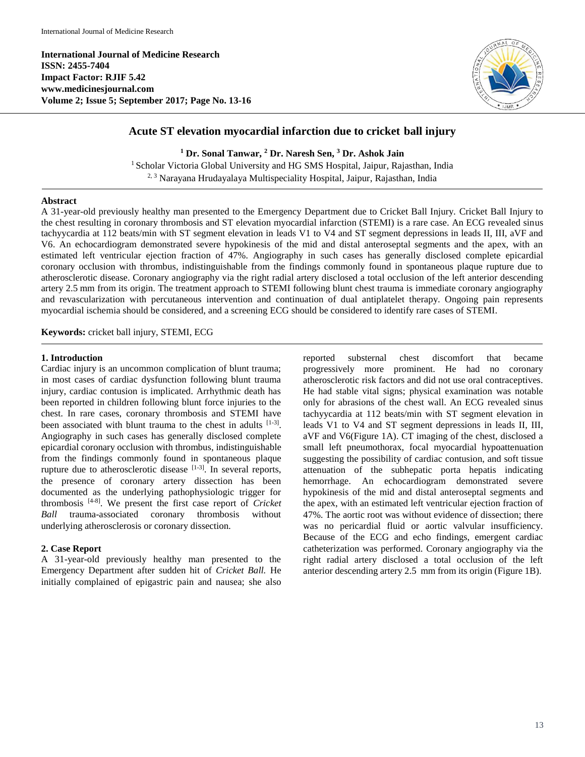**International Journal of Medicine Research**
**ISSN: 2455-7404**
**Impact Factor: RJIF 5.42**
**www.medicinesjournal.com**
**Volume 2; Issue 5; September 2017; Page No. 13-16**

# Acute ST elevation myocardial infarction due to cricket ball injury

**[1] Dr. Sonal Tanwar, [2] Dr. Naresh Sen, [3] Dr. Ashok Jain**

[1] Scholar Victoria Global University and HG SMS Hospital, Jaipur, Rajasthan, India

[2, 3] Narayana Hrudayalaya Multispeciality Hospital, Jaipur, Rajasthan, India

## Abstract

A 31-year-old previously healthy man presented to the Emergency Department due to Cricket Ball Injury. Cricket Ball Injury to the chest resulting in coronary thrombosis and ST elevation myocardial infarction (STEMI) is a rare case. An ECG revealed sinus tachyycardia at 112 beats/min with ST segment elevation in leads V1 to V4 and ST segment depressions in leads II, III, aVF and V6. An echocardiogram demonstrated severe hypokinesis of the mid and distal anteroseptal segments and the apex, with an estimated left ventricular ejection fraction of 47%. Angiography in such cases has generally disclosed complete epicardial coronary occlusion with thrombus, indistinguishable from the findings commonly found in spontaneous plaque rupture due to atherosclerotic disease. Coronary angiography via the right radial artery disclosed a total occlusion of the left anterior descending artery 2.5 mm from its origin. The treatment approach to STEMI following blunt chest trauma is immediate coronary angiography and revascularization with percutaneous intervention and continuation of dual antiplatelet therapy. Ongoing pain represents myocardial ischemia should be considered, and a screening ECG should be considered to identify rare cases of STEMI.

**Keywords:** cricket ball injury, STEMI, ECG

## 1. Introduction

Cardiac injury is an uncommon complication of blunt trauma; in most cases of cardiac dysfunction following blunt trauma injury, cardiac contusion is implicated. Arrhythmic death has been reported in children following blunt force injuries to the chest. In rare cases, coronary thrombosis and STEMI have been associated with blunt trauma to the chest in adults [1-3]. Angiography in such cases has generally disclosed complete epicardial coronary occlusion with thrombus, indistinguishable from the findings commonly found in spontaneous plaque rupture due to atherosclerotic disease [1-3]. In several reports, the presence of coronary artery dissection has been documented as the underlying pathophysiologic trigger for thrombosis [4-8]. We present the first case report of *Cricket Ball* trauma-associated coronary thrombosis without underlying atherosclerosis or coronary dissection.

## 2. Case Report

A 31-year-old previously healthy man presented to the Emergency Department after sudden hit of *Cricket Ball.* He initially complained of epigastric pain and nausea; she also reported substernal chest discomfort that became progressively more prominent. He had no coronary atherosclerotic risk factors and did not use oral contraceptives. He had stable vital signs; physical examination was notable only for abrasions of the chest wall. An ECG revealed sinus tachyycardia at 112 beats/min with ST segment elevation in leads V1 to V4 and ST segment depressions in leads II, III, aVF and V6(Figure 1A). CT imaging of the chest, disclosed a small left pneumothorax, focal myocardial hypoattenuation suggesting the possibility of cardiac contusion, and soft tissue attenuation of the subhepatic porta hepatis indicating hemorrhage. An echocardiogram demonstrated severe hypokinesis of the mid and distal anteroseptal segments and the apex, with an estimated left ventricular ejection fraction of 47%. The aortic root was without evidence of dissection; there was no pericardial fluid or aortic valvular insufficiency. Because of the ECG and echo findings, emergent cardiac catheterization was performed. Coronary angiography via the right radial artery disclosed a total occlusion of the left anterior descending artery 2.5 mm from its origin (Figure 1B).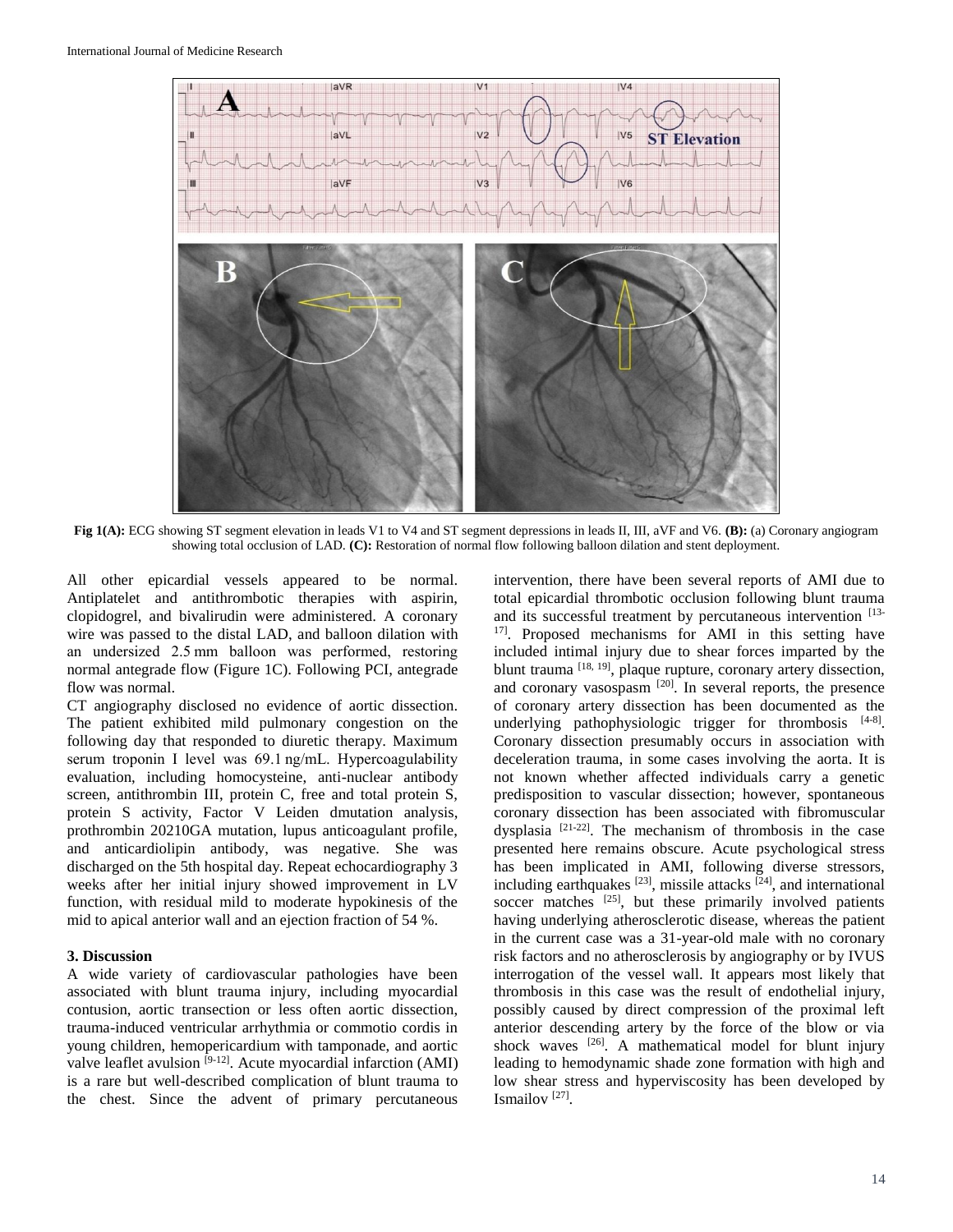**Fig 1(A):** ECG showing ST segment elevation in leads V1 to V4 and ST segment depressions in leads II, III, aVF and V6. **(B):** (a) Coronary angiogram showing total occlusion of LAD. **(C):** Restoration of normal flow following balloon dilation and stent deployment.

All other epicardial vessels appeared to be normal. Antiplatelet and antithrombotic therapies with aspirin, clopidogrel, and bivalirudin were administered. A coronary wire was passed to the distal LAD, and balloon dilation with an undersized 2.5 mm balloon was performed, restoring normal antegrade flow (Figure 1C). Following PCI, antegrade flow was normal.

CT angiography disclosed no evidence of aortic dissection. The patient exhibited mild pulmonary congestion on the following day that responded to diuretic therapy. Maximum serum troponin I level was 69.1 ng/mL. Hypercoagulability evaluation, including homocysteine, anti-nuclear antibody screen, antithrombin III, protein C, free and total protein S, protein S activity, Factor V Leiden dmutation analysis, prothrombin 20210GA mutation, lupus anticoagulant profile, and anticardiolipin antibody, was negative. She was discharged on the 5th hospital day. Repeat echocardiography 3 weeks after her initial injury showed improvement in LV function, with residual mild to moderate hypokinesis of the mid to apical anterior wall and an ejection fraction of 54 %.

### 3. Discussion

A wide variety of cardiovascular pathologies have been associated with blunt trauma injury, including myocardial contusion, aortic transection or less often aortic dissection, trauma-induced ventricular arrhythmia or commotio cordis in young children, hemopericardium with tamponade, and aortic valve leaflet avulsion [9-12]. Acute myocardial infarction (AMI) is a rare but well-described complication of blunt trauma to the chest. Since the advent of primary percutaneous intervention, there have been several reports of AMI due to total epicardial thrombotic occlusion following blunt trauma and its successful treatment by percutaneous intervention [13-17]. Proposed mechanisms for AMI in this setting have included intimal injury due to shear forces imparted by the blunt trauma [18, 19], plaque rupture, coronary artery dissection, and coronary vasospasm [20]. In several reports, the presence of coronary artery dissection has been documented as the underlying pathophysiologic trigger for thrombosis [4-8]. Coronary dissection presumably occurs in association with deceleration trauma, in some cases involving the aorta. It is not known whether affected individuals carry a genetic predisposition to vascular dissection; however, spontaneous coronary dissection has been associated with fibromuscular dysplasia [21-22]. The mechanism of thrombosis in the case presented here remains obscure. Acute psychological stress has been implicated in AMI, following diverse stressors, including earthquakes [23], missile attacks [24], and international soccer matches [25], but these primarily involved patients having underlying atherosclerotic disease, whereas the patient in the current case was a 31-year-old male with no coronary risk factors and no atherosclerosis by angiography or by IVUS interrogation of the vessel wall. It appears most likely that thrombosis in this case was the result of endothelial injury, possibly caused by direct compression of the proximal left anterior descending artery by the force of the blow or via shock waves [26]. A mathematical model for blunt injury leading to hemodynamic shade zone formation with high and low shear stress and hyperviscosity has been developed by Ismailov [27].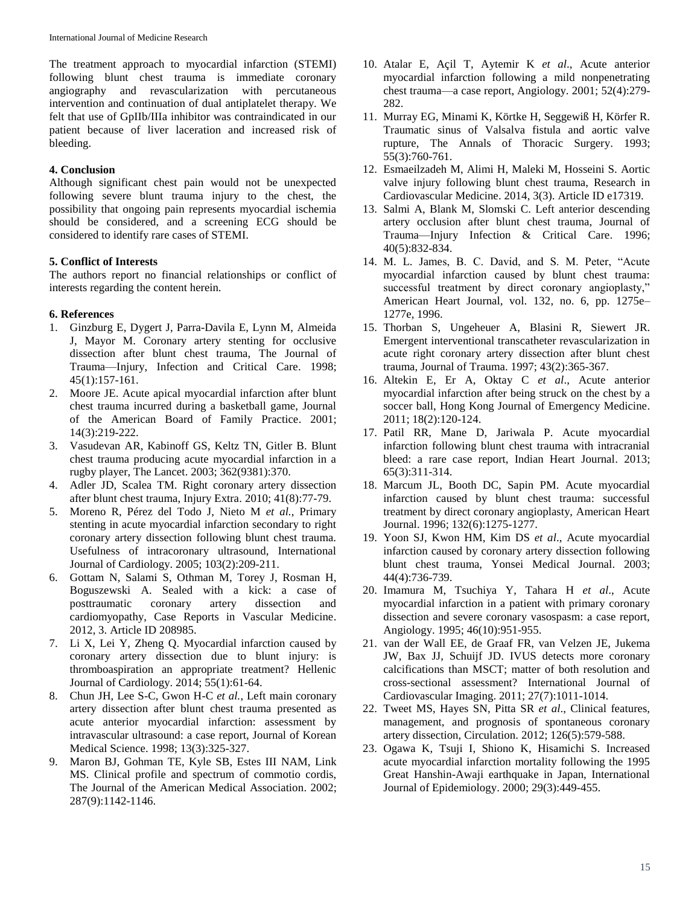The treatment approach to myocardial infarction (STEMI) following blunt chest trauma is immediate coronary angiography and revascularization with percutaneous intervention and continuation of dual antiplatelet therapy. We felt that use of GpIIb/IIIa inhibitor was contraindicated in our patient because of liver laceration and increased risk of bleeding.

## 4. Conclusion

Although significant chest pain would not be unexpected following severe blunt trauma injury to the chest, the possibility that ongoing pain represents myocardial ischemia should be considered, and a screening ECG should be considered to identify rare cases of STEMI.

## 5. Conflict of Interests

The authors report no financial relationships or conflict of interests regarding the content herein.

## 6. References

1. Ginzburg E, Dygert J, Parra-Davila E, Lynn M, Almeida J, Mayor M. Coronary artery stenting for occlusive dissection after blunt chest trauma, The Journal of Trauma—Injury, Infection and Critical Care. 1998; 45(1):157-161.
2. Moore JE. Acute apical myocardial infarction after blunt chest trauma incurred during a basketball game, Journal of the American Board of Family Practice. 2001; 14(3):219-222.
3. Vasudevan AR, Kabinoff GS, Keltz TN, Gitler B. Blunt chest trauma producing acute myocardial infarction in a rugby player, The Lancet. 2003; 362(9381):370.
4. Adler JD, Scalea TM. Right coronary artery dissection after blunt chest trauma, Injury Extra. 2010; 41(8):77-79.
5. Moreno R, Pérez del Todo J, Nieto M *et al.*, Primary stenting in acute myocardial infarction secondary to right coronary artery dissection following blunt chest trauma. Usefulness of intracoronary ultrasound, International Journal of Cardiology. 2005; 103(2):209-211.
6. Gottam N, Salami S, Othman M, Torey J, Rosman H, Boguszewski A. Sealed with a kick: a case of posttraumatic coronary artery dissection and cardiomyopathy, Case Reports in Vascular Medicine. 2012, 3. Article ID 208985.
7. Li X, Lei Y, Zheng Q. Myocardial infarction caused by coronary artery dissection due to blunt injury: is thromboaspiration an appropriate treatment? Hellenic Journal of Cardiology. 2014; 55(1):61-64.
8. Chun JH, Lee S-C, Gwon H-C *et al.*, Left main coronary artery dissection after blunt chest trauma presented as acute anterior myocardial infarction: assessment by intravascular ultrasound: a case report, Journal of Korean Medical Science. 1998; 13(3):325-327.
9. Maron BJ, Gohman TE, Kyle SB, Estes III NAM, Link MS. Clinical profile and spectrum of commotio cordis, The Journal of the American Medical Association. 2002; 287(9):1142-1146.
10. Atalar E, Açil T, Aytemir K *et al*., Acute anterior myocardial infarction following a mild nonpenetrating chest trauma—a case report, Angiology. 2001; 52(4):279-282.
11. Murray EG, Minami K, Körtke H, Seggewiß H, Körfer R. Traumatic sinus of Valsalva fistula and aortic valve rupture, The Annals of Thoracic Surgery. 1993; 55(3):760-761.
12. Esmaeilzadeh M, Alimi H, Maleki M, Hosseini S. Aortic valve injury following blunt chest trauma, Research in Cardiovascular Medicine. 2014, 3(3). Article ID e17319.
13. Salmi A, Blank M, Slomski C. Left anterior descending artery occlusion after blunt chest trauma, Journal of Trauma—Injury Infection & Critical Care. 1996; 40(5):832-834.
14. M. L. James, B. C. David, and S. M. Peter, "Acute myocardial infarction caused by blunt chest trauma: successful treatment by direct coronary angioplasty," American Heart Journal, vol. 132, no. 6, pp. 1275e–1277e, 1996.
15. Thorban S, Ungeheuer A, Blasini R, Siewert JR. Emergent interventional transcatheter revascularization in acute right coronary artery dissection after blunt chest trauma, Journal of Trauma. 1997; 43(2):365-367.
16. Altekin E, Er A, Oktay C *et al*., Acute anterior myocardial infarction after being struck on the chest by a soccer ball, Hong Kong Journal of Emergency Medicine. 2011; 18(2):120-124.
17. Patil RR, Mane D, Jariwala P. Acute myocardial infarction following blunt chest trauma with intracranial bleed: a rare case report, Indian Heart Journal. 2013; 65(3):311-314.
18. Marcum JL, Booth DC, Sapin PM. Acute myocardial infarction caused by blunt chest trauma: successful treatment by direct coronary angioplasty, American Heart Journal. 1996; 132(6):1275-1277.
19. Yoon SJ, Kwon HM, Kim DS *et al*., Acute myocardial infarction caused by coronary artery dissection following blunt chest trauma, Yonsei Medical Journal. 2003; 44(4):736-739.
20. Imamura M, Tsuchiya Y, Tahara H *et al*., Acute myocardial infarction in a patient with primary coronary dissection and severe coronary vasospasm: a case report, Angiology. 1995; 46(10):951-955.
21. van der Wall EE, de Graaf FR, van Velzen JE, Jukema JW, Bax JJ, Schuijf JD. IVUS detects more coronary calcifications than MSCT; matter of both resolution and cross-sectional assessment? International Journal of Cardiovascular Imaging. 2011; 27(7):1011-1014.
22. Tweet MS, Hayes SN, Pitta SR *et al*., Clinical features, management, and prognosis of spontaneous coronary artery dissection, Circulation. 2012; 126(5):579-588.
23. Ogawa K, Tsuji I, Shiono K, Hisamichi S. Increased acute myocardial infarction mortality following the 1995 Great Hanshin-Awaji earthquake in Japan, International Journal of Epidemiology. 2000; 29(3):449-455.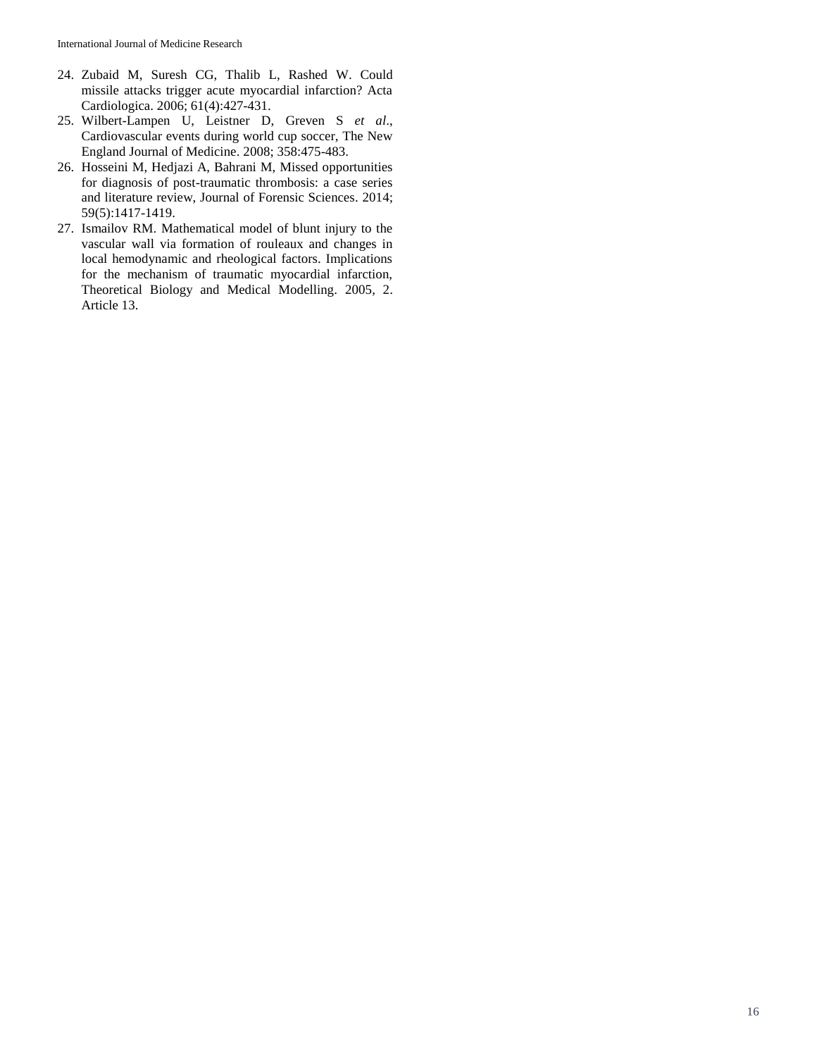24. Zubaid M, Suresh CG, Thalib L, Rashed W. Could missile attacks trigger acute myocardial infarction? Acta Cardiologica. 2006; 61(4):427-431.
25. Wilbert-Lampen U, Leistner D, Greven S *et al*., Cardiovascular events during world cup soccer, The New England Journal of Medicine. 2008; 358:475-483.
26. Hosseini M, Hedjazi A, Bahrani M, Missed opportunities for diagnosis of post-traumatic thrombosis: a case series and literature review, Journal of Forensic Sciences. 2014; 59(5):1417-1419.
27. Ismailov RM. Mathematical model of blunt injury to the vascular wall via formation of rouleaux and changes in local hemodynamic and rheological factors. Implications for the mechanism of traumatic myocardial infarction, Theoretical Biology and Medical Modelling. 2005, 2. Article 13.